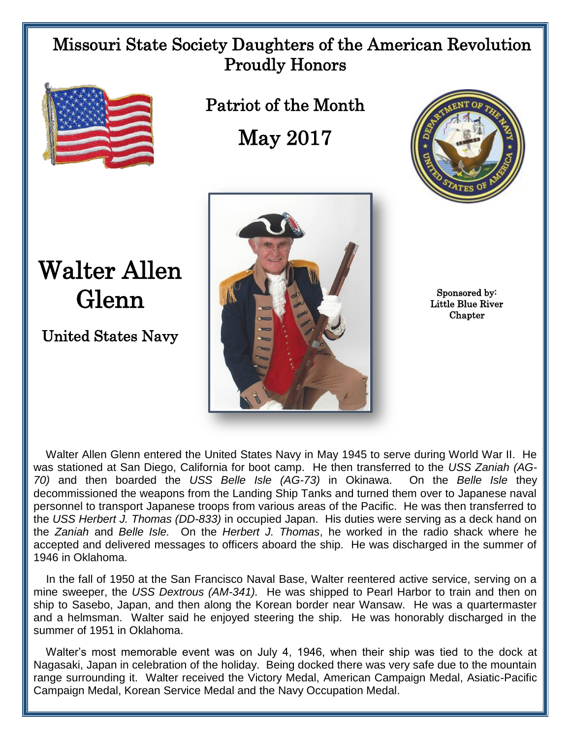# Missouri State Society Daughters of the American Revolution Proudly Honors

## Patriot of the Month

## May 2017

# Walter Allen Glenn

## United States Navy

Sponsored by:
Little Blue River Chapter

Walter Allen Glenn entered the United States Navy in May 1945 to serve during World War II. He was stationed at San Diego, California for boot camp. He then transferred to the *USS Zaniah (AG-70)* and then boarded the *USS Belle Isle (AG-73)* in Okinawa. On the *Belle Isle* they decommissioned the weapons from the Landing Ship Tanks and turned them over to Japanese naval personnel to transport Japanese troops from various areas of the Pacific. He was then transferred to the *USS Herbert J. Thomas (DD-833)* in occupied Japan. His duties were serving as a deck hand on the *Zaniah* and *Belle Isle.* On the *Herbert J. Thomas*, he worked in the radio shack where he accepted and delivered messages to officers aboard the ship. He was discharged in the summer of 1946 in Oklahoma.

In the fall of 1950 at the San Francisco Naval Base, Walter reentered active service, serving on a mine sweeper, the *USS Dextrous (AM-341).* He was shipped to Pearl Harbor to train and then on ship to Sasebo, Japan, and then along the Korean border near Wansaw. He was a quartermaster and a helmsman. Walter said he enjoyed steering the ship. He was honorably discharged in the summer of 1951 in Oklahoma.

Walter's most memorable event was on July 4, 1946, when their ship was tied to the dock at Nagasaki, Japan in celebration of the holiday. Being docked there was very safe due to the mountain range surrounding it. Walter received the Victory Medal, American Campaign Medal, Asiatic-Pacific Campaign Medal, Korean Service Medal and the Navy Occupation Medal.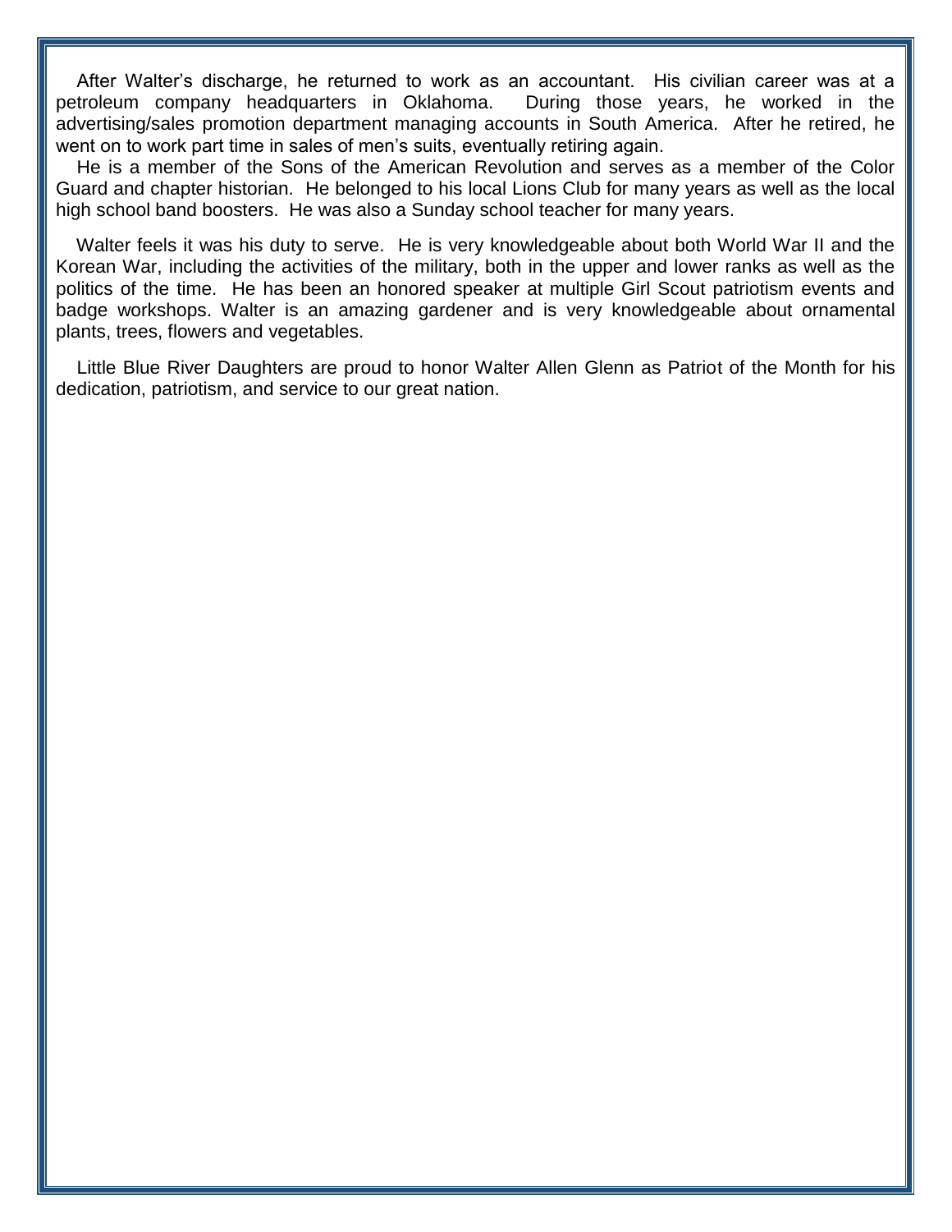After Walter's discharge, he returned to work as an accountant. His civilian career was at a petroleum company headquarters in Oklahoma. During those years, he worked in the advertising/sales promotion department managing accounts in South America. After he retired, he went on to work part time in sales of men's suits, eventually retiring again.

He is a member of the Sons of the American Revolution and serves as a member of the Color Guard and chapter historian. He belonged to his local Lions Club for many years as well as the local high school band boosters. He was also a Sunday school teacher for many years.

Walter feels it was his duty to serve. He is very knowledgeable about both World War II and the Korean War, including the activities of the military, both in the upper and lower ranks as well as the politics of the time. He has been an honored speaker at multiple Girl Scout patriotism events and badge workshops. Walter is an amazing gardener and is very knowledgeable about ornamental plants, trees, flowers and vegetables.

Little Blue River Daughters are proud to honor Walter Allen Glenn as Patriot of the Month for his dedication, patriotism, and service to our great nation.